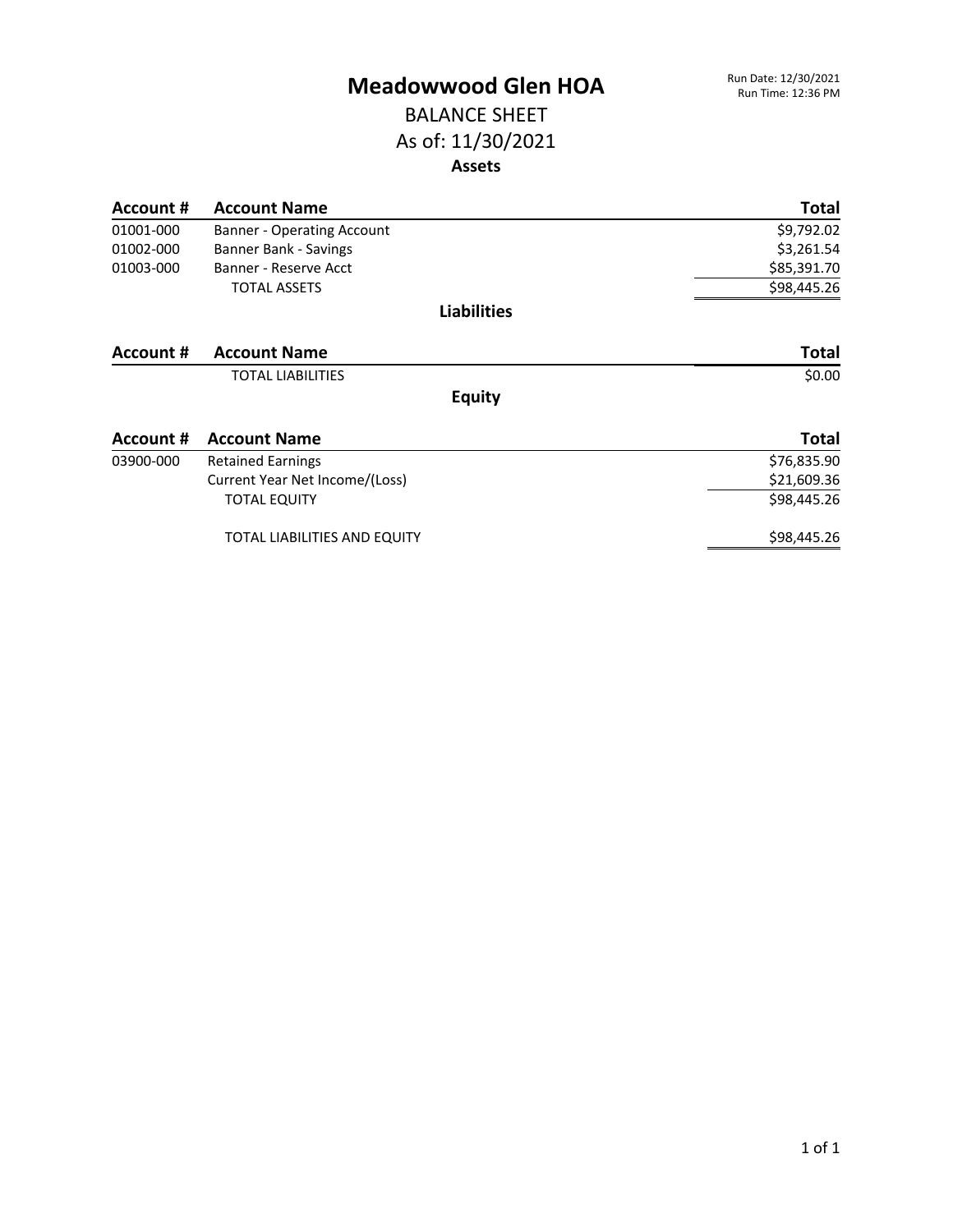# Meadowwood Glen HOA

Run Date: 12/30/2021
Run Time: 12:36 PM

## BALANCE SHEET

## As of: 11/30/2021

### Assets

| Account # | Account Name | Total |
|---|---|---|
| 01001-000 | Banner - Operating Account | $9,792.02 |
| 01002-000 | Banner Bank - Savings | $3,261.54 |
| 01003-000 | Banner - Reserve Acct | $85,391.70 |
| | TOTAL ASSETS | $98,445.26 |

### Liabilities

| Account # | Account Name | Total |
|---|---|---|
| | TOTAL LIABILITIES | $0.00 |

### Equity

| Account # | Account Name | Total |
|---|---|---|
| 03900-000 | Retained Earnings | $76,835.90 |
| | Current Year Net Income/(Loss) | $21,609.36 |
| | TOTAL EQUITY | $98,445.26 |
| | TOTAL LIABILITIES AND EQUITY | $98,445.26 |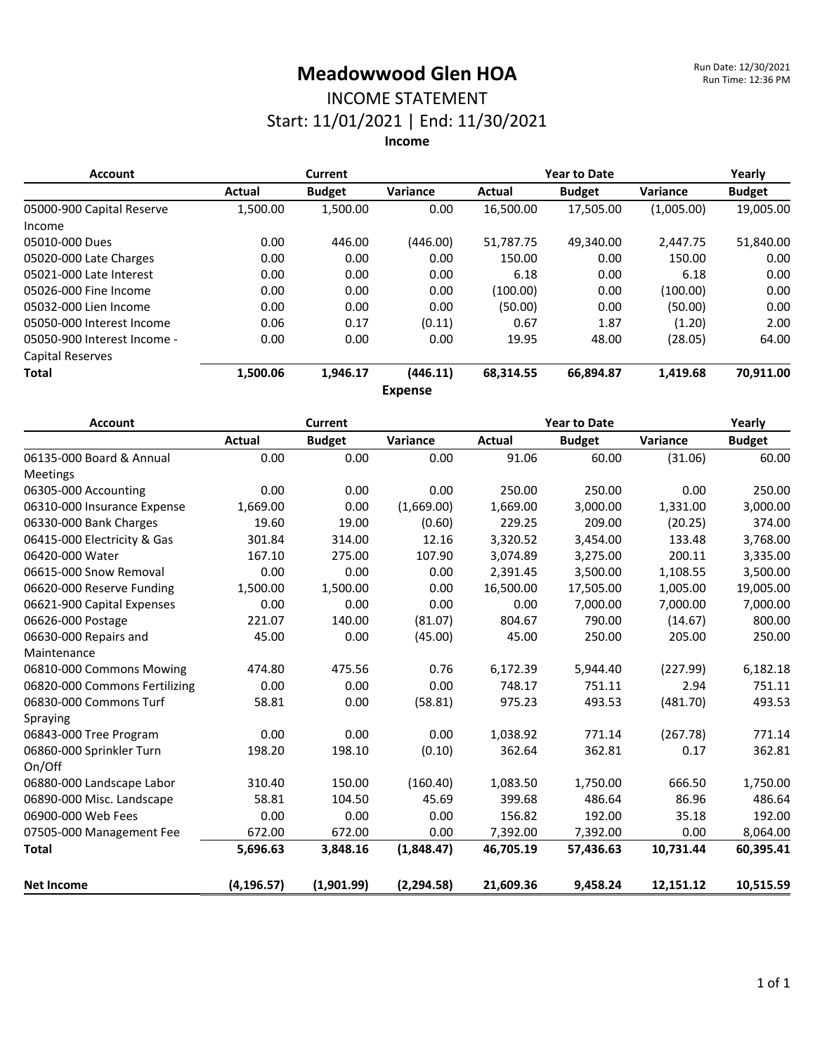# Meadowwood Glen HOA

Run Date: 12/30/2021
Run Time: 12:36 PM

## INCOME STATEMENT

### Start: 11/01/2021 | End: 11/30/2021

**Income**

| Account | Current | | | Year to Date | | | Yearly |
|---|---|---|---|---|---|---|---|
| | Actual | Budget | Variance | Actual | Budget | Variance | Budget |
| 05000-900 Capital Reserve Income | 1,500.00 | 1,500.00 | 0.00 | 16,500.00 | 17,505.00 | (1,005.00) | 19,005.00 |
| 05010-000 Dues | 0.00 | 446.00 | (446.00) | 51,787.75 | 49,340.00 | 2,447.75 | 51,840.00 |
| 05020-000 Late Charges | 0.00 | 0.00 | 0.00 | 150.00 | 0.00 | 150.00 | 0.00 |
| 05021-000 Late Interest | 0.00 | 0.00 | 0.00 | 6.18 | 0.00 | 6.18 | 0.00 |
| 05026-000 Fine Income | 0.00 | 0.00 | 0.00 | (100.00) | 0.00 | (100.00) | 0.00 |
| 05032-000 Lien Income | 0.00 | 0.00 | 0.00 | (50.00) | 0.00 | (50.00) | 0.00 |
| 05050-000 Interest Income | 0.06 | 0.17 | (0.11) | 0.67 | 1.87 | (1.20) | 2.00 |
| 05050-900 Interest Income - Capital Reserves | 0.00 | 0.00 | 0.00 | 19.95 | 48.00 | (28.05) | 64.00 |
| **Total** | **1,500.06** | **1,946.17** | **(446.11)** | **68,314.55** | **66,894.87** | **1,419.68** | **70,911.00** |

**Expense**

| Account | Current | | | Year to Date | | | Yearly |
|---|---|---|---|---|---|---|---|
| | Actual | Budget | Variance | Actual | Budget | Variance | Budget |
| 06135-000 Board & Annual Meetings | 0.00 | 0.00 | 0.00 | 91.06 | 60.00 | (31.06) | 60.00 |
| 06305-000 Accounting | 0.00 | 0.00 | 0.00 | 250.00 | 250.00 | 0.00 | 250.00 |
| 06310-000 Insurance Expense | 1,669.00 | 0.00 | (1,669.00) | 1,669.00 | 3,000.00 | 1,331.00 | 3,000.00 |
| 06330-000 Bank Charges | 19.60 | 19.00 | (0.60) | 229.25 | 209.00 | (20.25) | 374.00 |
| 06415-000 Electricity & Gas | 301.84 | 314.00 | 12.16 | 3,320.52 | 3,454.00 | 133.48 | 3,768.00 |
| 06420-000 Water | 167.10 | 275.00 | 107.90 | 3,074.89 | 3,275.00 | 200.11 | 3,335.00 |
| 06615-000 Snow Removal | 0.00 | 0.00 | 0.00 | 2,391.45 | 3,500.00 | 1,108.55 | 3,500.00 |
| 06620-000 Reserve Funding | 1,500.00 | 1,500.00 | 0.00 | 16,500.00 | 17,505.00 | 1,005.00 | 19,005.00 |
| 06621-900 Capital Expenses | 0.00 | 0.00 | 0.00 | 0.00 | 7,000.00 | 7,000.00 | 7,000.00 |
| 06626-000 Postage | 221.07 | 140.00 | (81.07) | 804.67 | 790.00 | (14.67) | 800.00 |
| 06630-000 Repairs and Maintenance | 45.00 | 0.00 | (45.00) | 45.00 | 250.00 | 205.00 | 250.00 |
| 06810-000 Commons Mowing | 474.80 | 475.56 | 0.76 | 6,172.39 | 5,944.40 | (227.99) | 6,182.18 |
| 06820-000 Commons Fertilizing | 0.00 | 0.00 | 0.00 | 748.17 | 751.11 | 2.94 | 751.11 |
| 06830-000 Commons Turf Spraying | 58.81 | 0.00 | (58.81) | 975.23 | 493.53 | (481.70) | 493.53 |
| 06843-000 Tree Program | 0.00 | 0.00 | 0.00 | 1,038.92 | 771.14 | (267.78) | 771.14 |
| 06860-000 Sprinkler Turn On/Off | 198.20 | 198.10 | (0.10) | 362.64 | 362.81 | 0.17 | 362.81 |
| 06880-000 Landscape Labor | 310.40 | 150.00 | (160.40) | 1,083.50 | 1,750.00 | 666.50 | 1,750.00 |
| 06890-000 Misc. Landscape | 58.81 | 104.50 | 45.69 | 399.68 | 486.64 | 86.96 | 486.64 |
| 06900-000 Web Fees | 0.00 | 0.00 | 0.00 | 156.82 | 192.00 | 35.18 | 192.00 |
| 07505-000 Management Fee | 672.00 | 672.00 | 0.00 | 7,392.00 | 7,392.00 | 0.00 | 8,064.00 |
| **Total** | **5,696.63** | **3,848.16** | **(1,848.47)** | **46,705.19** | **57,436.63** | **10,731.44** | **60,395.41** |
| **Net Income** | **(4,196.57)** | **(1,901.99)** | **(2,294.58)** | **21,609.36** | **9,458.24** | **12,151.12** | **10,515.59** |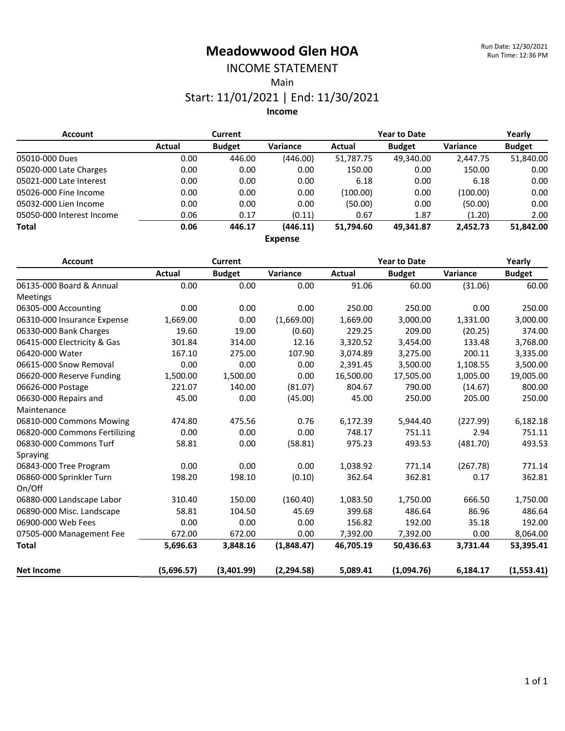# Meadowwood Glen HOA

## INCOME STATEMENT

Main

Start: 11/01/2021 | End: 11/30/2021

Run Date: 12/30/2021
Run Time: 12:36 PM

### Income

| Account | Current | | | Year to Date | | | Yearly |
|---|---|---|---|---|---|---|---|
| | Actual | Budget | Variance | Actual | Budget | Variance | Budget |
| 05010-000 Dues | 0.00 | 446.00 | (446.00) | 51,787.75 | 49,340.00 | 2,447.75 | 51,840.00 |
| 05020-000 Late Charges | 0.00 | 0.00 | 0.00 | 150.00 | 0.00 | 150.00 | 0.00 |
| 05021-000 Late Interest | 0.00 | 0.00 | 0.00 | 6.18 | 0.00 | 6.18 | 0.00 |
| 05026-000 Fine Income | 0.00 | 0.00 | 0.00 | (100.00) | 0.00 | (100.00) | 0.00 |
| 05032-000 Lien Income | 0.00 | 0.00 | 0.00 | (50.00) | 0.00 | (50.00) | 0.00 |
| 05050-000 Interest Income | 0.06 | 0.17 | (0.11) | 0.67 | 1.87 | (1.20) | 2.00 |
| **Total** | **0.06** | **446.17** | **(446.11)** | **51,794.60** | **49,341.87** | **2,452.73** | **51,842.00** |

### Expense

| Account | Current | | | Year to Date | | | Yearly |
|---|---|---|---|---|---|---|---|
| | Actual | Budget | Variance | Actual | Budget | Variance | Budget |
| 06135-000 Board & Annual Meetings | 0.00 | 0.00 | 0.00 | 91.06 | 60.00 | (31.06) | 60.00 |
| 06305-000 Accounting | 0.00 | 0.00 | 0.00 | 250.00 | 250.00 | 0.00 | 250.00 |
| 06310-000 Insurance Expense | 1,669.00 | 0.00 | (1,669.00) | 1,669.00 | 3,000.00 | 1,331.00 | 3,000.00 |
| 06330-000 Bank Charges | 19.60 | 19.00 | (0.60) | 229.25 | 209.00 | (20.25) | 374.00 |
| 06415-000 Electricity & Gas | 301.84 | 314.00 | 12.16 | 3,320.52 | 3,454.00 | 133.48 | 3,768.00 |
| 06420-000 Water | 167.10 | 275.00 | 107.90 | 3,074.89 | 3,275.00 | 200.11 | 3,335.00 |
| 06615-000 Snow Removal | 0.00 | 0.00 | 0.00 | 2,391.45 | 3,500.00 | 1,108.55 | 3,500.00 |
| 06620-000 Reserve Funding | 1,500.00 | 1,500.00 | 0.00 | 16,500.00 | 17,505.00 | 1,005.00 | 19,005.00 |
| 06626-000 Postage | 221.07 | 140.00 | (81.07) | 804.67 | 790.00 | (14.67) | 800.00 |
| 06630-000 Repairs and Maintenance | 45.00 | 0.00 | (45.00) | 45.00 | 250.00 | 205.00 | 250.00 |
| 06810-000 Commons Mowing | 474.80 | 475.56 | 0.76 | 6,172.39 | 5,944.40 | (227.99) | 6,182.18 |
| 06820-000 Commons Fertilizing | 0.00 | 0.00 | 0.00 | 748.17 | 751.11 | 2.94 | 751.11 |
| 06830-000 Commons Turf Spraying | 58.81 | 0.00 | (58.81) | 975.23 | 493.53 | (481.70) | 493.53 |
| 06843-000 Tree Program | 0.00 | 0.00 | 0.00 | 1,038.92 | 771.14 | (267.78) | 771.14 |
| 06860-000 Sprinkler Turn On/Off | 198.20 | 198.10 | (0.10) | 362.64 | 362.81 | 0.17 | 362.81 |
| 06880-000 Landscape Labor | 310.40 | 150.00 | (160.40) | 1,083.50 | 1,750.00 | 666.50 | 1,750.00 |
| 06890-000 Misc. Landscape | 58.81 | 104.50 | 45.69 | 399.68 | 486.64 | 86.96 | 486.64 |
| 06900-000 Web Fees | 0.00 | 0.00 | 0.00 | 156.82 | 192.00 | 35.18 | 192.00 |
| 07505-000 Management Fee | 672.00 | 672.00 | 0.00 | 7,392.00 | 7,392.00 | 0.00 | 8,064.00 |
| **Total** | **5,696.63** | **3,848.16** | **(1,848.47)** | **46,705.19** | **50,436.63** | **3,731.44** | **53,395.41** |
| | | | | | | | |
| **Net Income** | **(5,696.57)** | **(3,401.99)** | **(2,294.58)** | **5,089.41** | **(1,094.76)** | **6,184.17** | **(1,553.41)** |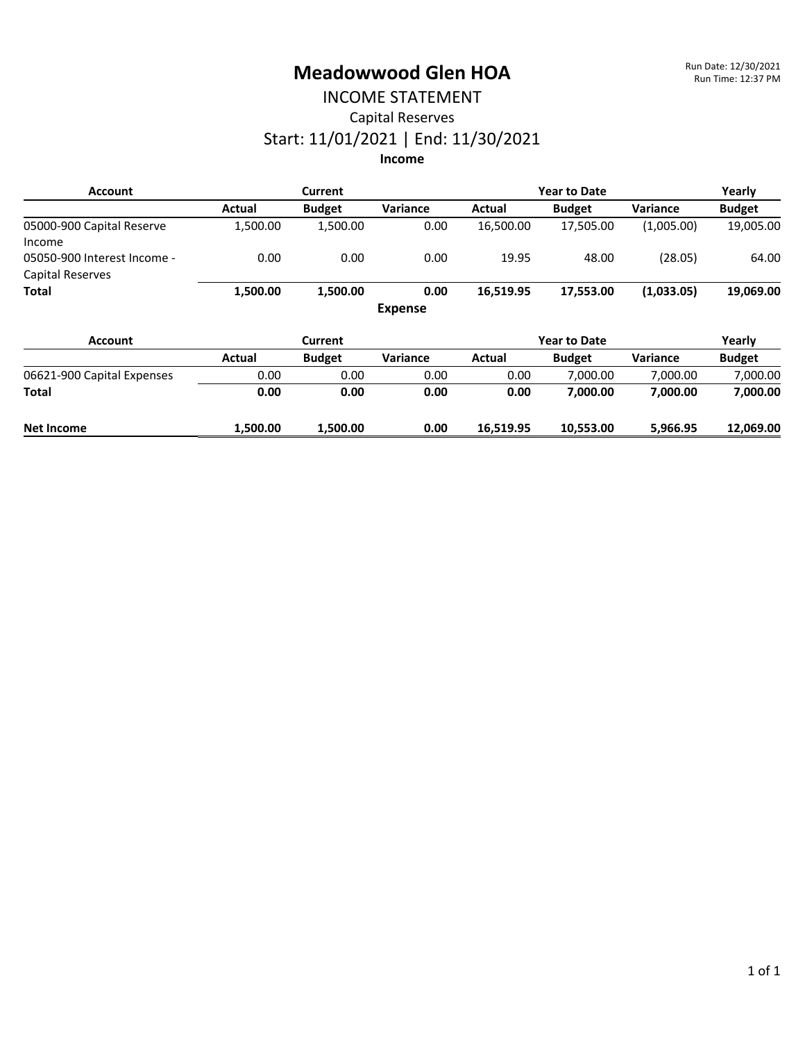# Meadowwood Glen HOA

Run Date: 12/30/2021
Run Time: 12:37 PM

## INCOME STATEMENT

### Capital Reserves

### Start: 11/01/2021 | End: 11/30/2021

**Income**

| Account | Current | | | Year to Date | | | Yearly |
|---|---|---|---|---|---|---|---|
| | **Actual** | **Budget** | **Variance** | **Actual** | **Budget** | **Variance** | **Budget** |
| 05000-900 Capital Reserve Income | 1,500.00 | 1,500.00 | 0.00 | 16,500.00 | 17,505.00 | (1,005.00) | 19,005.00 |
| 05050-900 Interest Income - Capital Reserves | 0.00 | 0.00 | 0.00 | 19.95 | 48.00 | (28.05) | 64.00 |
| **Total** | **1,500.00** | **1,500.00** | **0.00** | **16,519.95** | **17,553.00** | **(1,033.05)** | **19,069.00** |

**Expense**

| Account | Current | | | Year to Date | | | Yearly |
|---|---|---|---|---|---|---|---|
| | **Actual** | **Budget** | **Variance** | **Actual** | **Budget** | **Variance** | **Budget** |
| 06621-900 Capital Expenses | 0.00 | 0.00 | 0.00 | 0.00 | 7,000.00 | 7,000.00 | 7,000.00 |
| **Total** | **0.00** | **0.00** | **0.00** | **0.00** | **7,000.00** | **7,000.00** | **7,000.00** |
| **Net Income** | **1,500.00** | **1,500.00** | **0.00** | **16,519.95** | **10,553.00** | **5,966.95** | **12,069.00** |